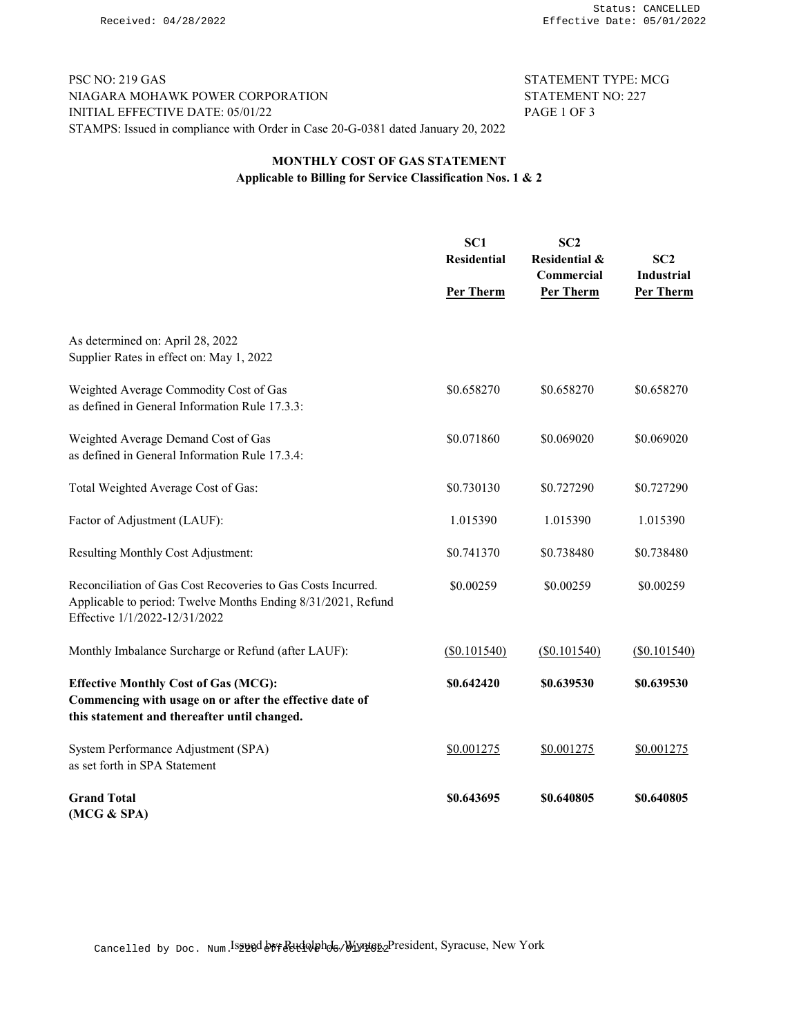Received: 04/28/2022

Status: CANCELLED
Effective Date: 05/01/2022

PSC NO: 219 GAS
NIAGARA MOHAWK POWER CORPORATION
INITIAL EFFECTIVE DATE: 05/01/22
STAMPS: Issued in compliance with Order in Case 20-G-0381 dated January 20, 2022

STATEMENT TYPE: MCG
STATEMENT NO: 227
PAGE 1 OF 3

## MONTHLY COST OF GAS STATEMENT
### Applicable to Billing for Service Classification Nos. 1 & 2

| | SC1 Residential Per Therm | SC2 Residential & Commercial Per Therm | SC2 Industrial Per Therm |
|---|---|---|---|
| As determined on: April 28, 2022<br>Supplier Rates in effect on: May 1, 2022 | | | |
| Weighted Average Commodity Cost of Gas as defined in General Information Rule 17.3.3: | $0.658270 | $0.658270 | $0.658270 |
| Weighted Average Demand Cost of Gas as defined in General Information Rule 17.3.4: | $0.071860 | $0.069020 | $0.069020 |
| Total Weighted Average Cost of Gas: | $0.730130 | $0.727290 | $0.727290 |
| Factor of Adjustment (LAUF): | 1.015390 | 1.015390 | 1.015390 |
| Resulting Monthly Cost Adjustment: | $0.741370 | $0.738480 | $0.738480 |
| Reconciliation of Gas Cost Recoveries to Gas Costs Incurred. Applicable to period: Twelve Months Ending 8/31/2021, Refund Effective 1/1/2022-12/31/2022 | $0.00259 | $0.00259 | $0.00259 |
| Monthly Imbalance Surcharge or Refund (after LAUF): | ($0.101540) | ($0.101540) | ($0.101540) |
| **Effective Monthly Cost of Gas (MCG): Commencing with usage on or after the effective date of this statement and thereafter until changed.** | **$0.642420** | **$0.639530** | **$0.639530** |
| System Performance Adjustment (SPA) as set forth in SPA Statement | $0.001275 | $0.001275 | $0.001275 |
| **Grand Total (MCG & SPA)** | **$0.643695** | **$0.640805** | **$0.640805** |

Issued by: Rudolph L. Wynter, President, Syracuse, New York

Cancelled by Doc. Num. 228 effective 06/01/2022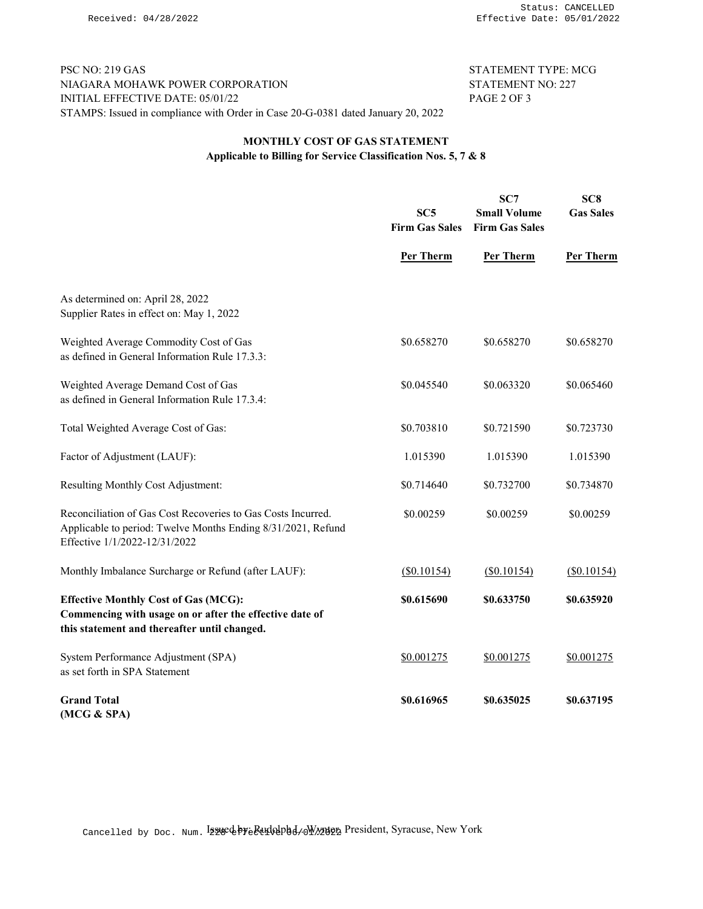Received: 04/28/2022

Status: CANCELLED
Effective Date: 05/01/2022

PSC NO: 219 GAS
NIAGARA MOHAWK POWER CORPORATION
INITIAL EFFECTIVE DATE: 05/01/22
STAMPS: Issued in compliance with Order in Case 20-G-0381 dated January 20, 2022

STATEMENT TYPE: MCG
STATEMENT NO: 227

## MONTHLY COST OF GAS STATEMENT
### Applicable to Billing for Service Classification Nos. 5, 7 & 8

| | SC5 Firm Gas Sales | SC7 Small Volume Firm Gas Sales | SC8 Gas Sales |
|---|---|---|---|
| | Per Therm | Per Therm | Per Therm |
| As determined on: April 28, 2022<br>Supplier Rates in effect on: May 1, 2022 | | | |
| Weighted Average Commodity Cost of Gas as defined in General Information Rule 17.3.3: | $0.658270 | $0.658270 | $0.658270 |
| Weighted Average Demand Cost of Gas as defined in General Information Rule 17.3.4: | $0.045540 | $0.063320 | $0.065460 |
| Total Weighted Average Cost of Gas: | $0.703810 | $0.721590 | $0.723730 |
| Factor of Adjustment (LAUF): | 1.015390 | 1.015390 | 1.015390 |
| Resulting Monthly Cost Adjustment: | $0.714640 | $0.732700 | $0.734870 |
| Reconciliation of Gas Cost Recoveries to Gas Costs Incurred. Applicable to period: Twelve Months Ending 8/31/2021, Refund Effective 1/1/2022-12/31/2022 | $0.00259 | $0.00259 | $0.00259 |
| Monthly Imbalance Surcharge or Refund (after LAUF): | ($0.10154) | ($0.10154) | ($0.10154) |
| **Effective Monthly Cost of Gas (MCG): Commencing with usage on or after the effective date of this statement and thereafter until changed.** | **$0.615690** | **$0.633750** | **$0.635920** |
| System Performance Adjustment (SPA) as set forth in SPA Statement | $0.001275 | $0.001275 | $0.001275 |
| **Grand Total (MCG & SPA)** | **$0.616965** | **$0.635025** | **$0.637195** |

Issued by: Rudolph L. Wynter, President, Syracuse, New York

Cancelled by Doc. Num. 228 effective 06/01/2022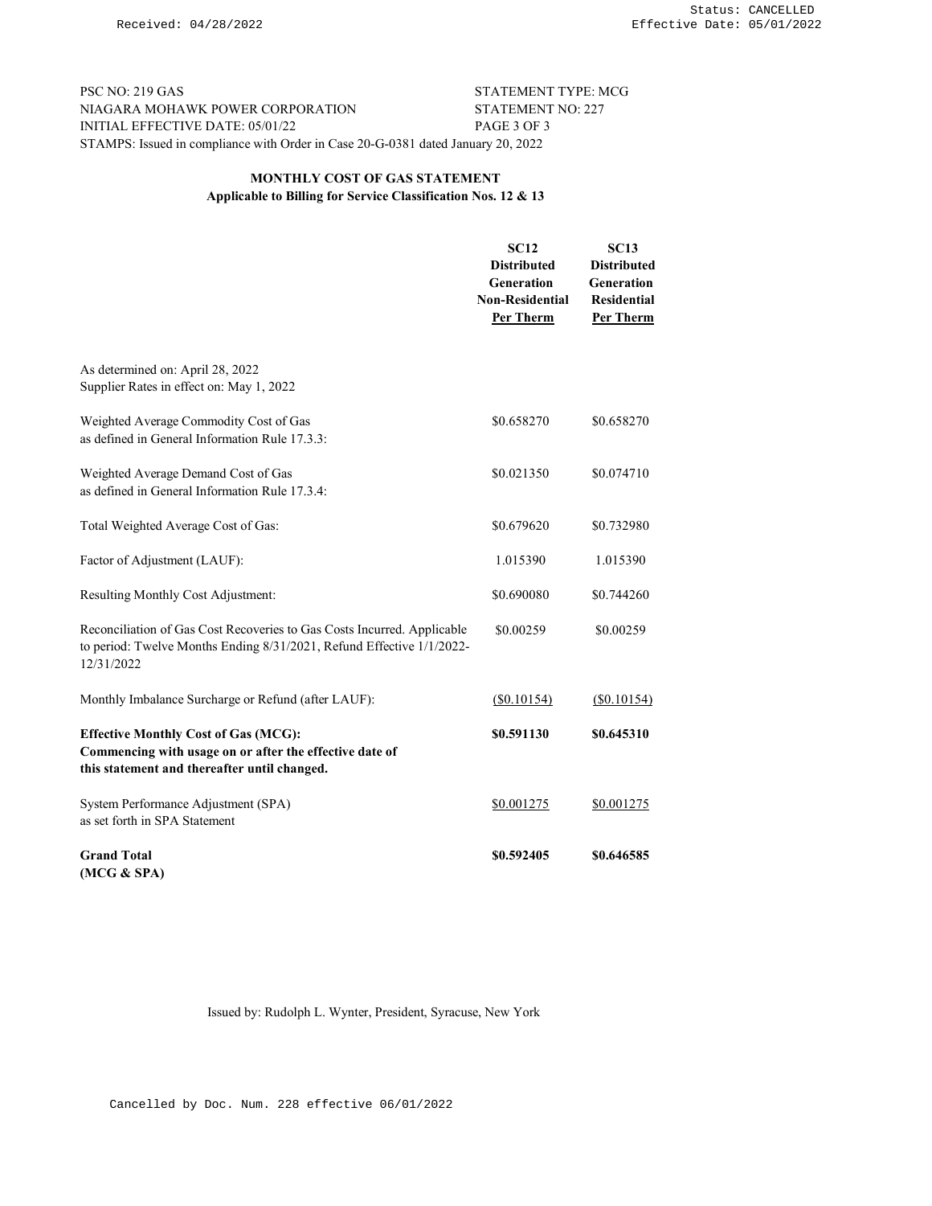PSC NO: 219 GAS — STATEMENT TYPE: MCG
NIAGARA MOHAWK POWER CORPORATION — STATEMENT NO: 227
INITIAL EFFECTIVE DATE: 05/01/22
STAMPS: Issued in compliance with Order in Case 20-G-0381 dated January 20, 2022

## MONTHLY COST OF GAS STATEMENT

**Applicable to Billing for Service Classification Nos. 12 & 13**

| | **SC12 Distributed Generation Non-Residential Per Therm** | **SC13 Distributed Generation Residential Per Therm** |
|---|---|---|
| As determined on: April 28, 2022<br>Supplier Rates in effect on: May 1, 2022 | | |
| Weighted Average Commodity Cost of Gas as defined in General Information Rule 17.3.3: | \$0.658270 | \$0.658270 |
| Weighted Average Demand Cost of Gas as defined in General Information Rule 17.3.4: | \$0.021350 | \$0.074710 |
| Total Weighted Average Cost of Gas: | \$0.679620 | \$0.732980 |
| Factor of Adjustment (LAUF): | 1.015390 | 1.015390 |
| Resulting Monthly Cost Adjustment: | \$0.690080 | \$0.744260 |
| Reconciliation of Gas Cost Recoveries to Gas Costs Incurred. Applicable to period: Twelve Months Ending 8/31/2021, Refund Effective 1/1/2022-12/31/2022 | \$0.00259 | \$0.00259 |
| Monthly Imbalance Surcharge or Refund (after LAUF): | (\$0.10154) | (\$0.10154) |
| **Effective Monthly Cost of Gas (MCG): Commencing with usage on or after the effective date of this statement and thereafter until changed.** | **\$0.591130** | **\$0.645310** |
| System Performance Adjustment (SPA) as set forth in SPA Statement | \$0.001275 | \$0.001275 |
| **Grand Total (MCG & SPA)** | **\$0.592405** | **\$0.646585** |

Issued by: Rudolph L. Wynter, President, Syracuse, New York